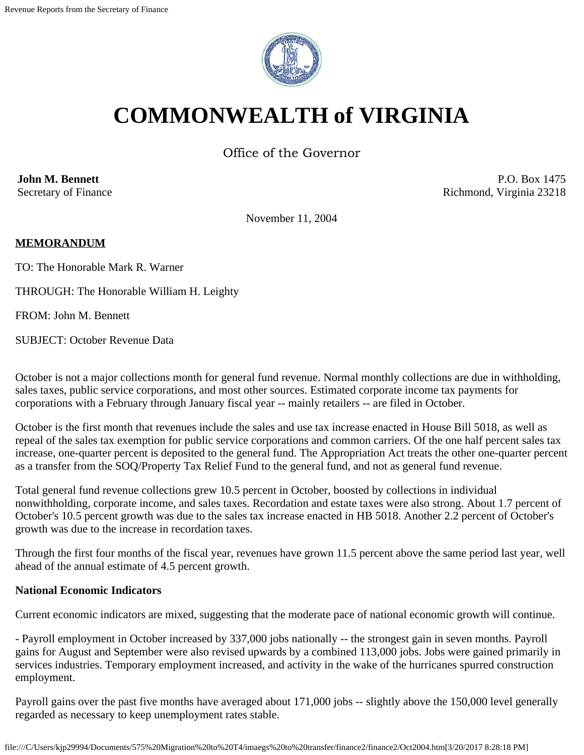# COMMONWEALTH of VIRGINIA

Office of the Governor

**John M. Bennett**
Secretary of Finance

P.O. Box 1475
Richmond, Virginia 23218

November 11, 2004

**MEMORANDUM**

TO: The Honorable Mark R. Warner

THROUGH: The Honorable William H. Leighty

FROM: John M. Bennett

SUBJECT: October Revenue Data

October is not a major collections month for general fund revenue. Normal monthly collections are due in withholding, sales taxes, public service corporations, and most other sources. Estimated corporate income tax payments for corporations with a February through January fiscal year -- mainly retailers -- are filed in October.

October is the first month that revenues include the sales and use tax increase enacted in House Bill 5018, as well as repeal of the sales tax exemption for public service corporations and common carriers. Of the one half percent sales tax increase, one-quarter percent is deposited to the general fund. The Appropriation Act treats the other one-quarter percent as a transfer from the SOQ/Property Tax Relief Fund to the general fund, and not as general fund revenue.

Total general fund revenue collections grew 10.5 percent in October, boosted by collections in individual nonwithholding, corporate income, and sales taxes. Recordation and estate taxes were also strong. About 1.7 percent of October's 10.5 percent growth was due to the sales tax increase enacted in HB 5018. Another 2.2 percent of October's growth was due to the increase in recordation taxes.

Through the first four months of the fiscal year, revenues have grown 11.5 percent above the same period last year, well ahead of the annual estimate of 4.5 percent growth.

**National Economic Indicators**

Current economic indicators are mixed, suggesting that the moderate pace of national economic growth will continue.

- Payroll employment in October increased by 337,000 jobs nationally -- the strongest gain in seven months. Payroll gains for August and September were also revised upwards by a combined 113,000 jobs. Jobs were gained primarily in services industries. Temporary employment increased, and activity in the wake of the hurricanes spurred construction employment.

Payroll gains over the past five months have averaged about 171,000 jobs -- slightly above the 150,000 level generally regarded as necessary to keep unemployment rates stable.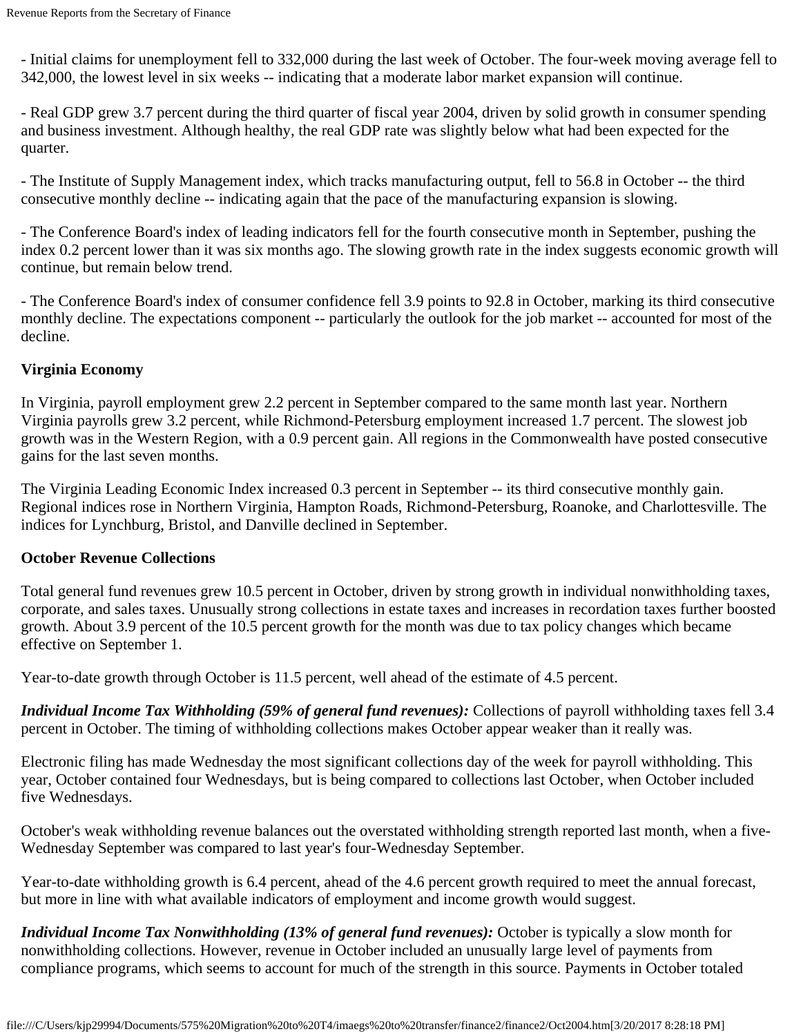- Initial claims for unemployment fell to 332,000 during the last week of October. The four-week moving average fell to 342,000, the lowest level in six weeks -- indicating that a moderate labor market expansion will continue.

- Real GDP grew 3.7 percent during the third quarter of fiscal year 2004, driven by solid growth in consumer spending and business investment. Although healthy, the real GDP rate was slightly below what had been expected for the quarter.

- The Institute of Supply Management index, which tracks manufacturing output, fell to 56.8 in October -- the third consecutive monthly decline -- indicating again that the pace of the manufacturing expansion is slowing.

- The Conference Board's index of leading indicators fell for the fourth consecutive month in September, pushing the index 0.2 percent lower than it was six months ago. The slowing growth rate in the index suggests economic growth will continue, but remain below trend.

- The Conference Board's index of consumer confidence fell 3.9 points to 92.8 in October, marking its third consecutive monthly decline. The expectations component -- particularly the outlook for the job market -- accounted for most of the decline.

**Virginia Economy**

In Virginia, payroll employment grew 2.2 percent in September compared to the same month last year. Northern Virginia payrolls grew 3.2 percent, while Richmond-Petersburg employment increased 1.7 percent. The slowest job growth was in the Western Region, with a 0.9 percent gain. All regions in the Commonwealth have posted consecutive gains for the last seven months.

The Virginia Leading Economic Index increased 0.3 percent in September -- its third consecutive monthly gain. Regional indices rose in Northern Virginia, Hampton Roads, Richmond-Petersburg, Roanoke, and Charlottesville. The indices for Lynchburg, Bristol, and Danville declined in September.

**October Revenue Collections**

Total general fund revenues grew 10.5 percent in October, driven by strong growth in individual nonwithholding taxes, corporate, and sales taxes. Unusually strong collections in estate taxes and increases in recordation taxes further boosted growth. About 3.9 percent of the 10.5 percent growth for the month was due to tax policy changes which became effective on September 1.

Year-to-date growth through October is 11.5 percent, well ahead of the estimate of 4.5 percent.

***Individual Income Tax Withholding (59% of general fund revenues):*** Collections of payroll withholding taxes fell 3.4 percent in October. The timing of withholding collections makes October appear weaker than it really was.

Electronic filing has made Wednesday the most significant collections day of the week for payroll withholding. This year, October contained four Wednesdays, but is being compared to collections last October, when October included five Wednesdays.

October's weak withholding revenue balances out the overstated withholding strength reported last month, when a five-Wednesday September was compared to last year's four-Wednesday September.

Year-to-date withholding growth is 6.4 percent, ahead of the 4.6 percent growth required to meet the annual forecast, but more in line with what available indicators of employment and income growth would suggest.

***Individual Income Tax Nonwithholding (13% of general fund revenues):*** October is typically a slow month for nonwithholding collections. However, revenue in October included an unusually large level of payments from compliance programs, which seems to account for much of the strength in this source. Payments in October totaled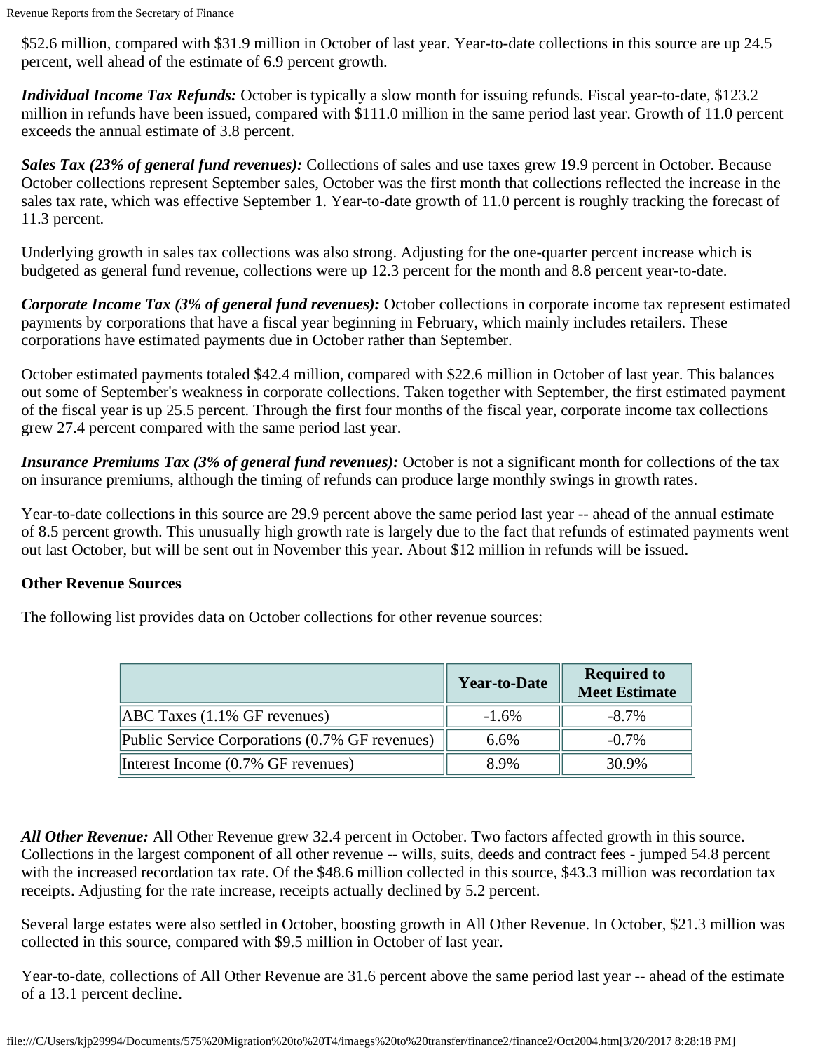$52.6 million, compared with $31.9 million in October of last year. Year-to-date collections in this source are up 24.5 percent, well ahead of the estimate of 6.9 percent growth.

***Individual Income Tax Refunds:*** October is typically a slow month for issuing refunds. Fiscal year-to-date, $123.2 million in refunds have been issued, compared with $111.0 million in the same period last year. Growth of 11.0 percent exceeds the annual estimate of 3.8 percent.

***Sales Tax (23% of general fund revenues):*** Collections of sales and use taxes grew 19.9 percent in October. Because October collections represent September sales, October was the first month that collections reflected the increase in the sales tax rate, which was effective September 1. Year-to-date growth of 11.0 percent is roughly tracking the forecast of 11.3 percent.

Underlying growth in sales tax collections was also strong. Adjusting for the one-quarter percent increase which is budgeted as general fund revenue, collections were up 12.3 percent for the month and 8.8 percent year-to-date.

***Corporate Income Tax (3% of general fund revenues):*** October collections in corporate income tax represent estimated payments by corporations that have a fiscal year beginning in February, which mainly includes retailers. These corporations have estimated payments due in October rather than September.

October estimated payments totaled $42.4 million, compared with $22.6 million in October of last year. This balances out some of September's weakness in corporate collections. Taken together with September, the first estimated payment of the fiscal year is up 25.5 percent. Through the first four months of the fiscal year, corporate income tax collections grew 27.4 percent compared with the same period last year.

***Insurance Premiums Tax (3% of general fund revenues):*** October is not a significant month for collections of the tax on insurance premiums, although the timing of refunds can produce large monthly swings in growth rates.

Year-to-date collections in this source are 29.9 percent above the same period last year -- ahead of the annual estimate of 8.5 percent growth. This unusually high growth rate is largely due to the fact that refunds of estimated payments went out last October, but will be sent out in November this year. About $12 million in refunds will be issued.

**Other Revenue Sources**

The following list provides data on October collections for other revenue sources:

| | Year-to-Date | Required to Meet Estimate |
|---|---|---|
| ABC Taxes (1.1% GF revenues) | -1.6% | -8.7% |
| Public Service Corporations (0.7% GF revenues) | 6.6% | -0.7% |
| Interest Income (0.7% GF revenues) | 8.9% | 30.9% |

***All Other Revenue:*** All Other Revenue grew 32.4 percent in October. Two factors affected growth in this source. Collections in the largest component of all other revenue -- wills, suits, deeds and contract fees - jumped 54.8 percent with the increased recordation tax rate. Of the $48.6 million collected in this source, $43.3 million was recordation tax receipts. Adjusting for the rate increase, receipts actually declined by 5.2 percent.

Several large estates were also settled in October, boosting growth in All Other Revenue. In October, $21.3 million was collected in this source, compared with $9.5 million in October of last year.

Year-to-date, collections of All Other Revenue are 31.6 percent above the same period last year -- ahead of the estimate of a 13.1 percent decline.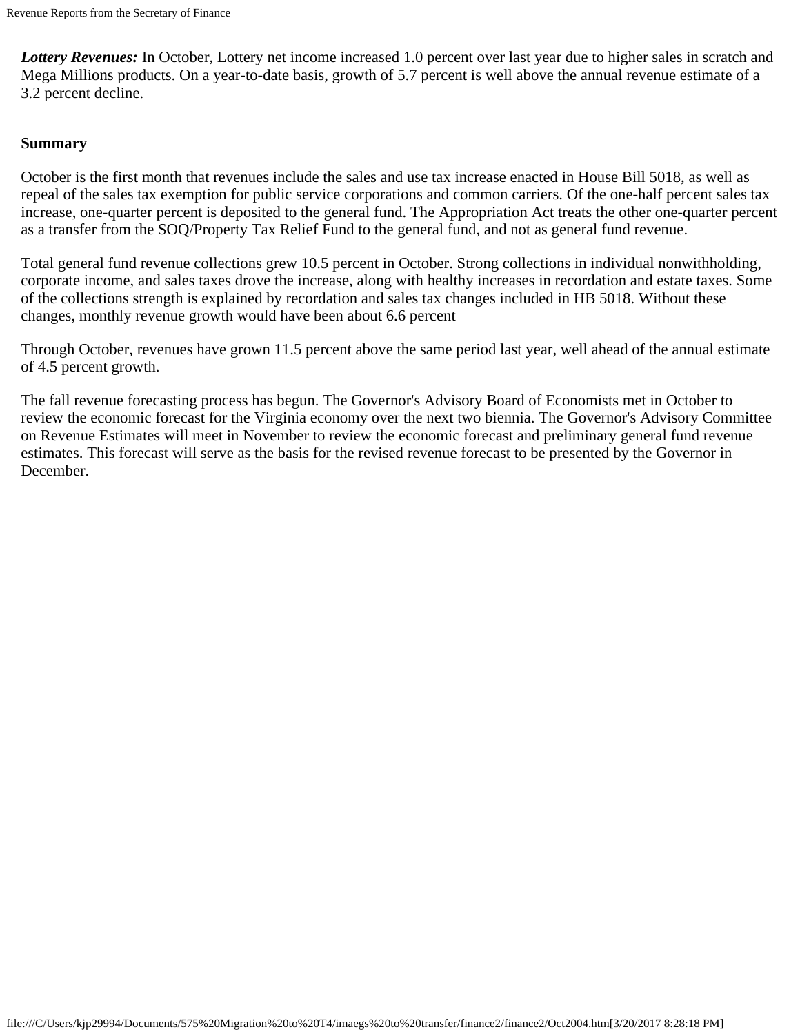***Lottery Revenues:*** In October, Lottery net income increased 1.0 percent over last year due to higher sales in scratch and Mega Millions products. On a year-to-date basis, growth of 5.7 percent is well above the annual revenue estimate of a 3.2 percent decline.

**Summary**

October is the first month that revenues include the sales and use tax increase enacted in House Bill 5018, as well as repeal of the sales tax exemption for public service corporations and common carriers. Of the one-half percent sales tax increase, one-quarter percent is deposited to the general fund. The Appropriation Act treats the other one-quarter percent as a transfer from the SOQ/Property Tax Relief Fund to the general fund, and not as general fund revenue.

Total general fund revenue collections grew 10.5 percent in October. Strong collections in individual nonwithholding, corporate income, and sales taxes drove the increase, along with healthy increases in recordation and estate taxes. Some of the collections strength is explained by recordation and sales tax changes included in HB 5018. Without these changes, monthly revenue growth would have been about 6.6 percent

Through October, revenues have grown 11.5 percent above the same period last year, well ahead of the annual estimate of 4.5 percent growth.

The fall revenue forecasting process has begun. The Governor's Advisory Board of Economists met in October to review the economic forecast for the Virginia economy over the next two biennia. The Governor's Advisory Committee on Revenue Estimates will meet in November to review the economic forecast and preliminary general fund revenue estimates. This forecast will serve as the basis for the revised revenue forecast to be presented by the Governor in December.